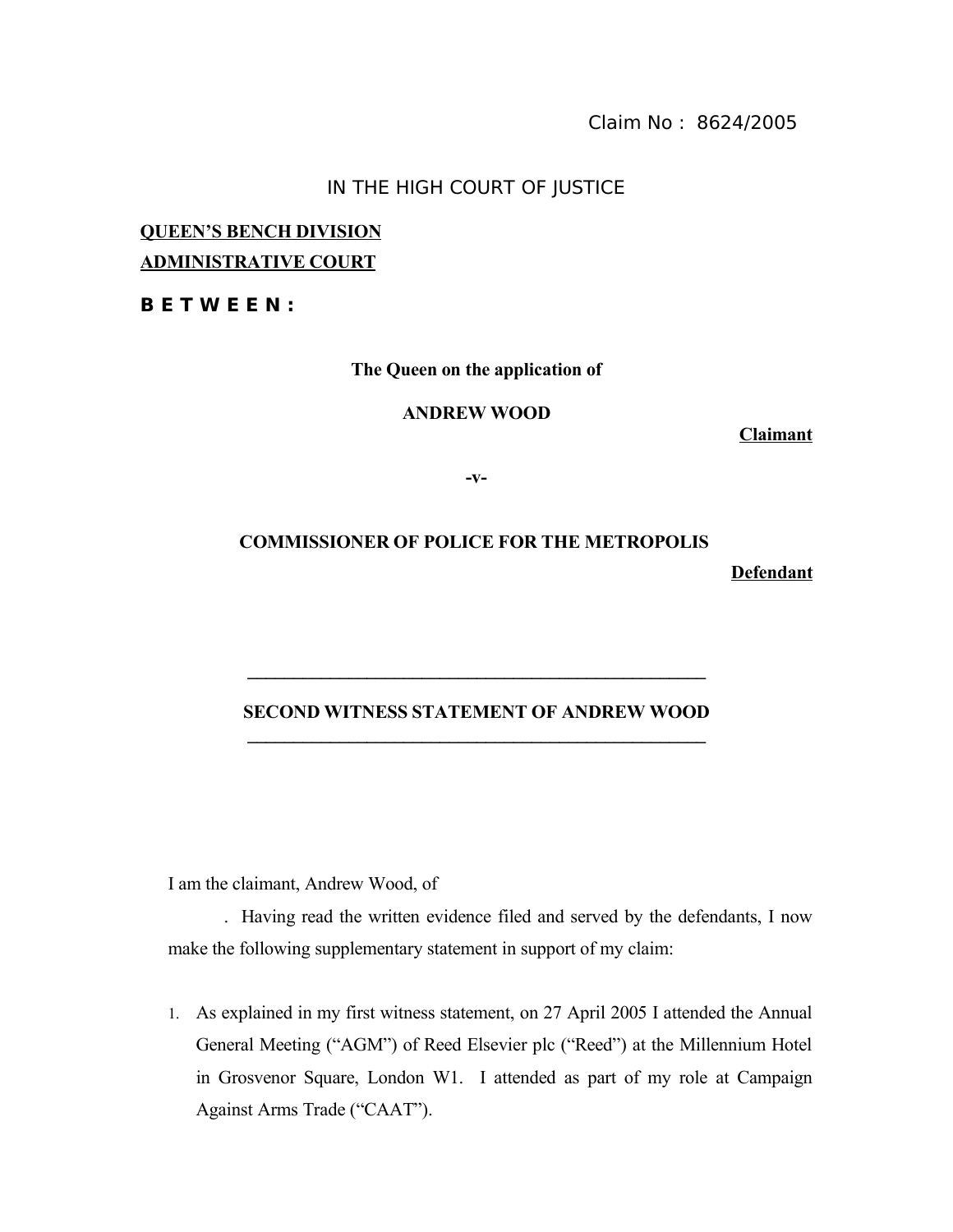Claim No : 8624/2005

IN THE HIGH COURT OF JUSTICE

**QUEEN'S BENCH DIVISION**
**ADMINISTRATIVE COURT**

**B E T W E E N :**

**The Queen on the application of**

**ANDREW WOOD**

**Claimant**

**-v-**

**COMMISSIONER OF POLICE FOR THE METROPOLIS**

**Defendant**

---

**SECOND WITNESS STATEMENT OF ANDREW WOOD**

---

I am the claimant, Andrew Wood, of

. Having read the written evidence filed and served by the defendants, I now make the following supplementary statement in support of my claim:

1. As explained in my first witness statement, on 27 April 2005 I attended the Annual General Meeting ("AGM") of Reed Elsevier plc ("Reed") at the Millennium Hotel in Grosvenor Square, London W1. I attended as part of my role at Campaign Against Arms Trade ("CAAT").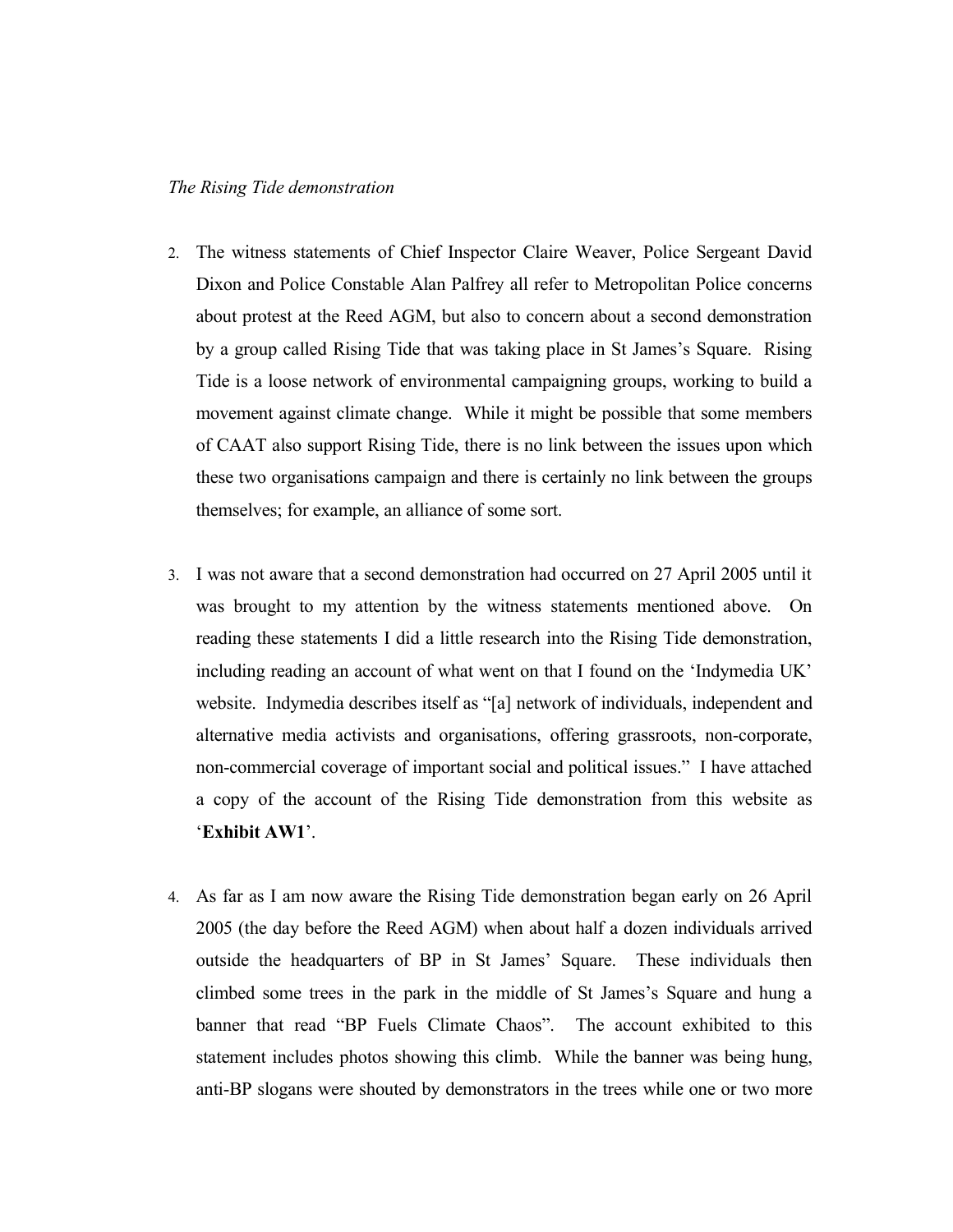*The Rising Tide demonstration*

2. The witness statements of Chief Inspector Claire Weaver, Police Sergeant David Dixon and Police Constable Alan Palfrey all refer to Metropolitan Police concerns about protest at the Reed AGM, but also to concern about a second demonstration by a group called Rising Tide that was taking place in St James's Square. Rising Tide is a loose network of environmental campaigning groups, working to build a movement against climate change. While it might be possible that some members of CAAT also support Rising Tide, there is no link between the issues upon which these two organisations campaign and there is certainly no link between the groups themselves; for example, an alliance of some sort.

3. I was not aware that a second demonstration had occurred on 27 April 2005 until it was brought to my attention by the witness statements mentioned above. On reading these statements I did a little research into the Rising Tide demonstration, including reading an account of what went on that I found on the 'Indymedia UK' website. Indymedia describes itself as "[a] network of individuals, independent and alternative media activists and organisations, offering grassroots, non-corporate, non-commercial coverage of important social and political issues." I have attached a copy of the account of the Rising Tide demonstration from this website as '**Exhibit AW1**'.

4. As far as I am now aware the Rising Tide demonstration began early on 26 April 2005 (the day before the Reed AGM) when about half a dozen individuals arrived outside the headquarters of BP in St James' Square. These individuals then climbed some trees in the park in the middle of St James's Square and hung a banner that read "BP Fuels Climate Chaos". The account exhibited to this statement includes photos showing this climb. While the banner was being hung, anti-BP slogans were shouted by demonstrators in the trees while one or two more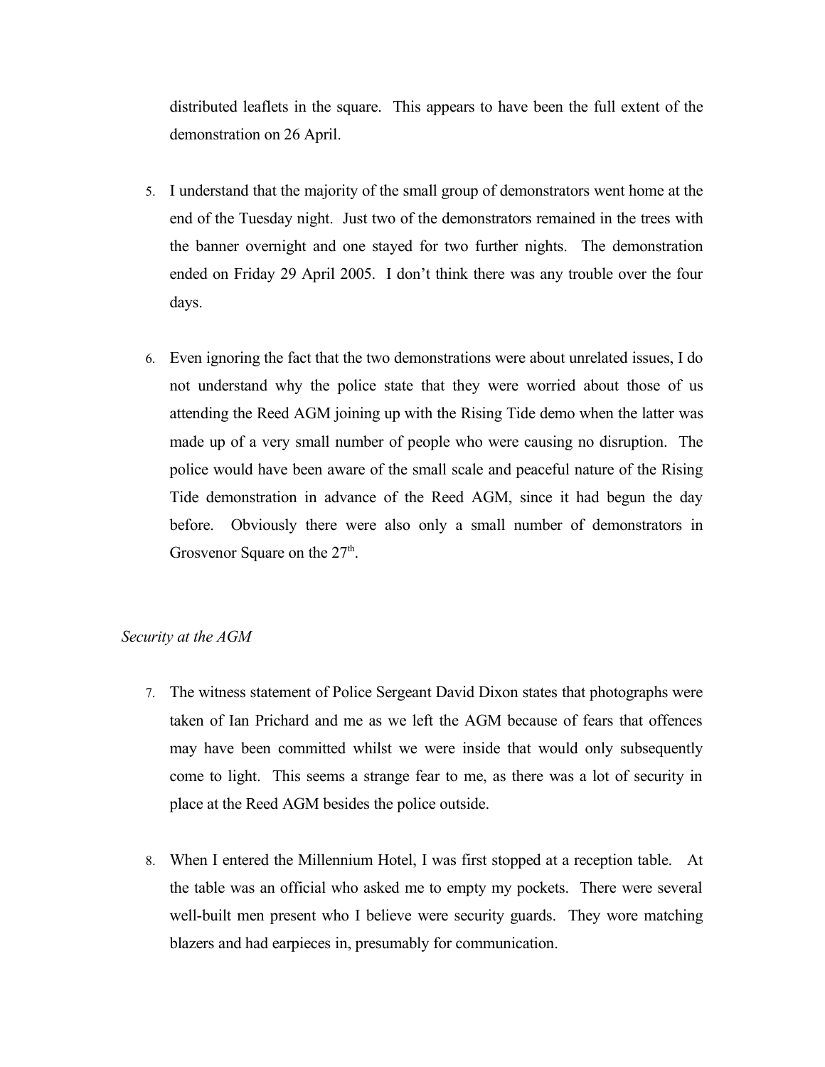distributed leaflets in the square. This appears to have been the full extent of the demonstration on 26 April.

5. I understand that the majority of the small group of demonstrators went home at the end of the Tuesday night. Just two of the demonstrators remained in the trees with the banner overnight and one stayed for two further nights. The demonstration ended on Friday 29 April 2005. I don't think there was any trouble over the four days.

6. Even ignoring the fact that the two demonstrations were about unrelated issues, I do not understand why the police state that they were worried about those of us attending the Reed AGM joining up with the Rising Tide demo when the latter was made up of a very small number of people who were causing no disruption. The police would have been aware of the small scale and peaceful nature of the Rising Tide demonstration in advance of the Reed AGM, since it had begun the day before. Obviously there were also only a small number of demonstrators in Grosvenor Square on the 27th.

*Security at the AGM*

7. The witness statement of Police Sergeant David Dixon states that photographs were taken of Ian Prichard and me as we left the AGM because of fears that offences may have been committed whilst we were inside that would only subsequently come to light. This seems a strange fear to me, as there was a lot of security in place at the Reed AGM besides the police outside.

8. When I entered the Millennium Hotel, I was first stopped at a reception table. At the table was an official who asked me to empty my pockets. There were several well-built men present who I believe were security guards. They wore matching blazers and had earpieces in, presumably for communication.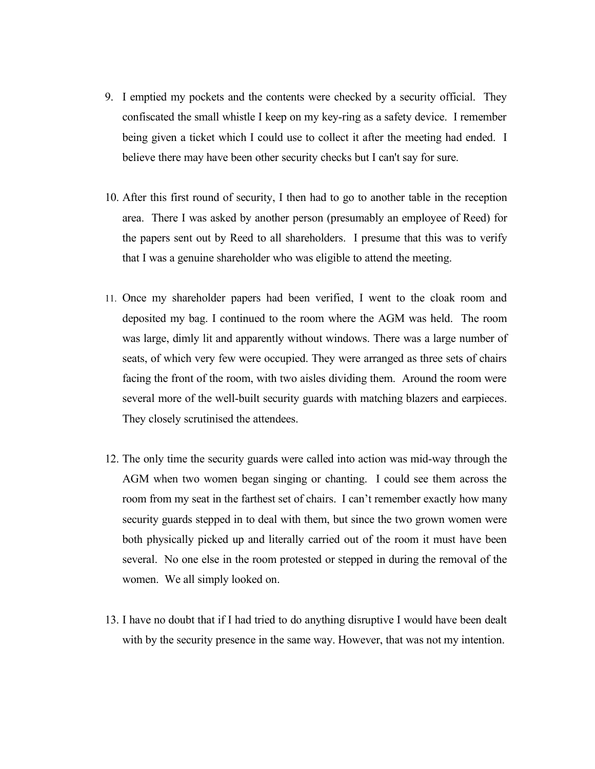9. I emptied my pockets and the contents were checked by a security official. They confiscated the small whistle I keep on my key-ring as a safety device. I remember being given a ticket which I could use to collect it after the meeting had ended. I believe there may have been other security checks but I can't say for sure.

10. After this first round of security, I then had to go to another table in the reception area. There I was asked by another person (presumably an employee of Reed) for the papers sent out by Reed to all shareholders. I presume that this was to verify that I was a genuine shareholder who was eligible to attend the meeting.

11. Once my shareholder papers had been verified, I went to the cloak room and deposited my bag. I continued to the room where the AGM was held. The room was large, dimly lit and apparently without windows. There was a large number of seats, of which very few were occupied. They were arranged as three sets of chairs facing the front of the room, with two aisles dividing them. Around the room were several more of the well-built security guards with matching blazers and earpieces. They closely scrutinised the attendees.

12. The only time the security guards were called into action was mid-way through the AGM when two women began singing or chanting. I could see them across the room from my seat in the farthest set of chairs. I can't remember exactly how many security guards stepped in to deal with them, but since the two grown women were both physically picked up and literally carried out of the room it must have been several. No one else in the room protested or stepped in during the removal of the women. We all simply looked on.

13. I have no doubt that if I had tried to do anything disruptive I would have been dealt with by the security presence in the same way. However, that was not my intention.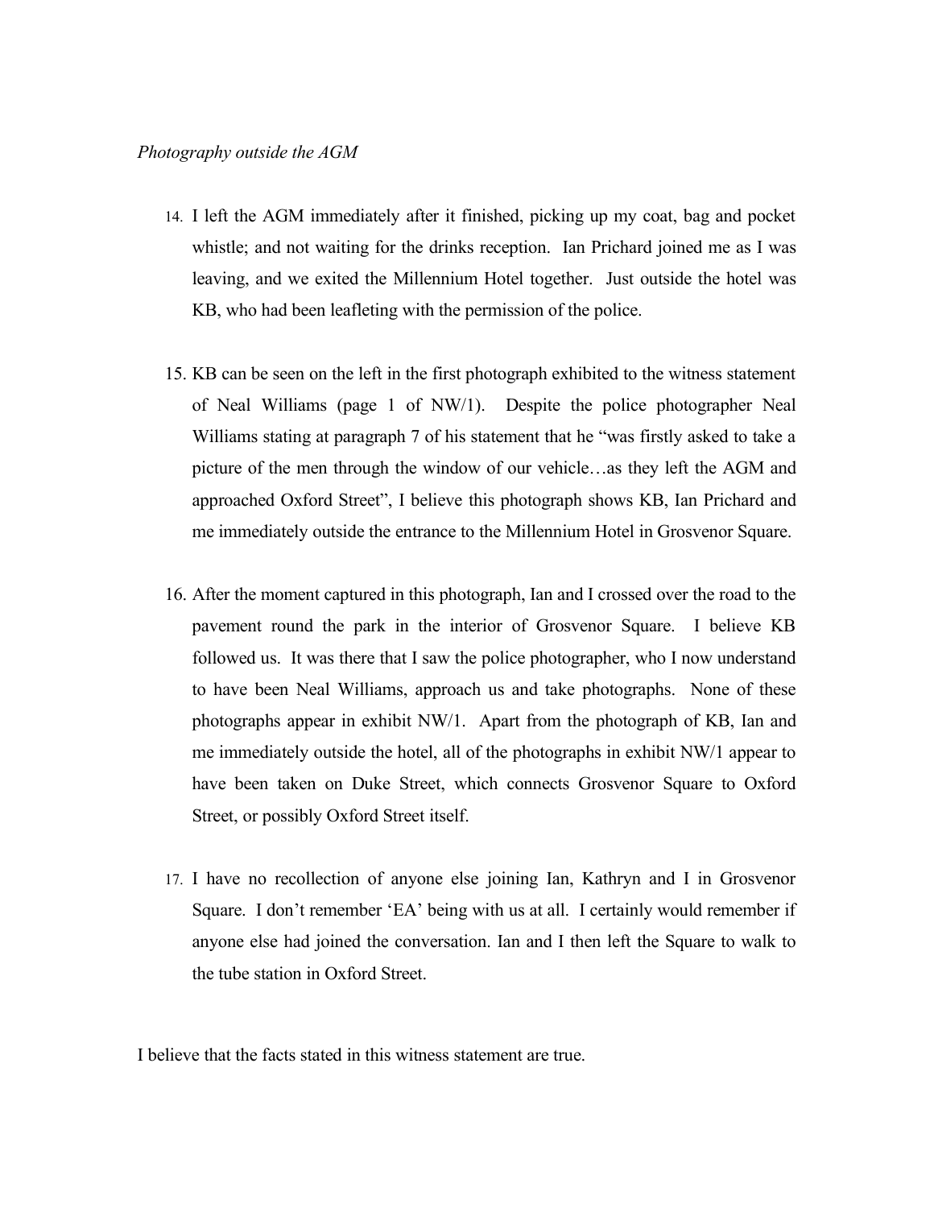*Photography outside the AGM*

14. I left the AGM immediately after it finished, picking up my coat, bag and pocket whistle; and not waiting for the drinks reception. Ian Prichard joined me as I was leaving, and we exited the Millennium Hotel together. Just outside the hotel was KB, who had been leafleting with the permission of the police.

15. KB can be seen on the left in the first photograph exhibited to the witness statement of Neal Williams (page 1 of NW/1). Despite the police photographer Neal Williams stating at paragraph 7 of his statement that he "was firstly asked to take a picture of the men through the window of our vehicle…as they left the AGM and approached Oxford Street", I believe this photograph shows KB, Ian Prichard and me immediately outside the entrance to the Millennium Hotel in Grosvenor Square.

16. After the moment captured in this photograph, Ian and I crossed over the road to the pavement round the park in the interior of Grosvenor Square. I believe KB followed us. It was there that I saw the police photographer, who I now understand to have been Neal Williams, approach us and take photographs. None of these photographs appear in exhibit NW/1. Apart from the photograph of KB, Ian and me immediately outside the hotel, all of the photographs in exhibit NW/1 appear to have been taken on Duke Street, which connects Grosvenor Square to Oxford Street, or possibly Oxford Street itself.

17. I have no recollection of anyone else joining Ian, Kathryn and I in Grosvenor Square. I don't remember 'EA' being with us at all. I certainly would remember if anyone else had joined the conversation. Ian and I then left the Square to walk to the tube station in Oxford Street.

I believe that the facts stated in this witness statement are true.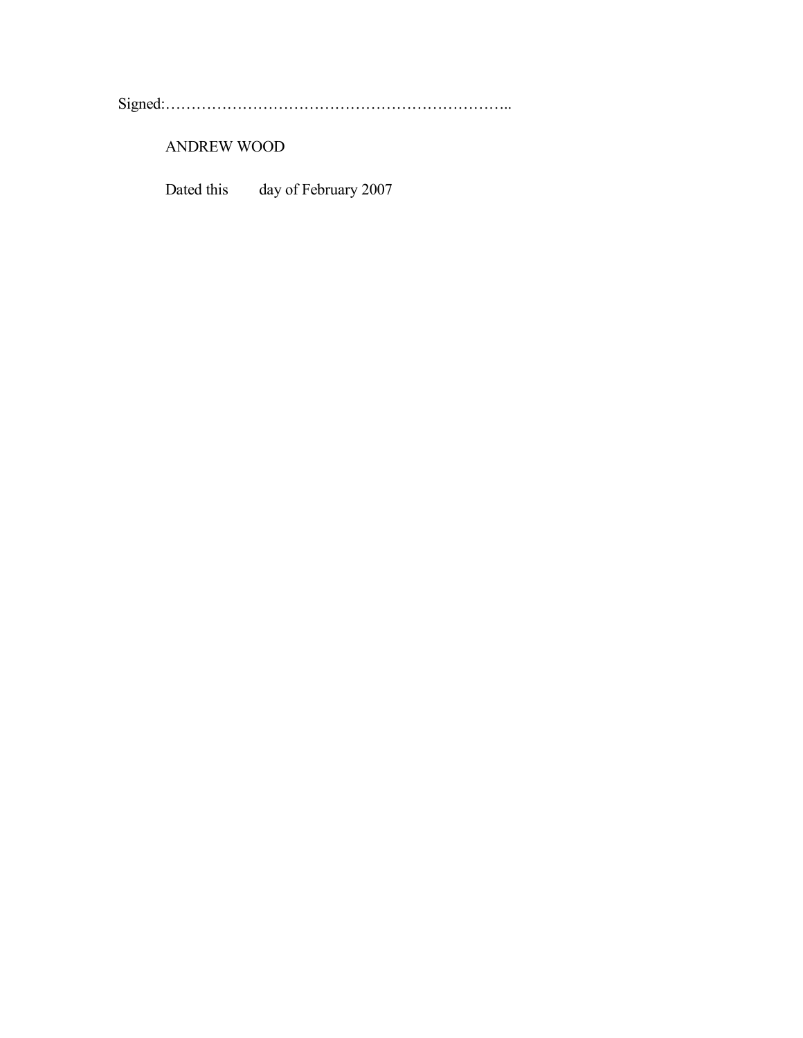Signed:…………………………………………………………..

ANDREW WOOD

Dated this day of February 2007